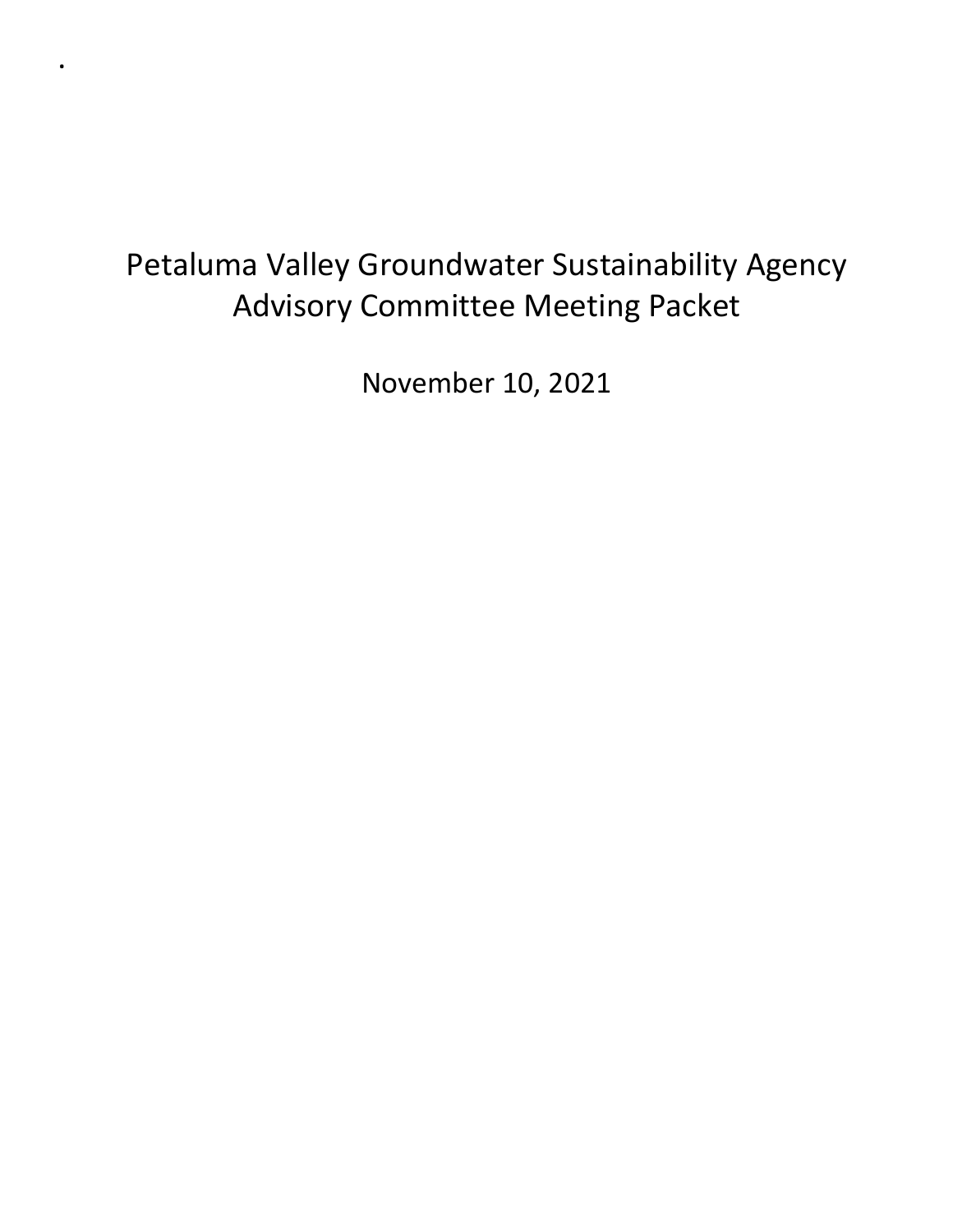.

# Petaluma Valley Groundwater Sustainability Agency Advisory Committee Meeting Packet

November 10, 2021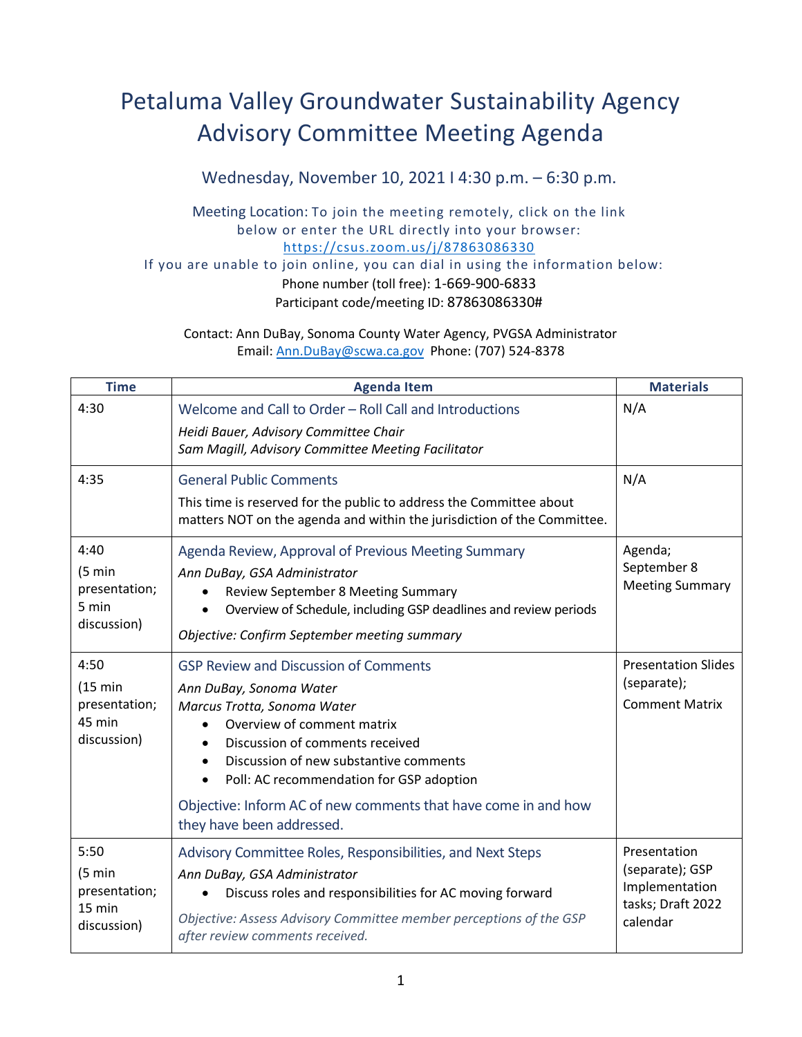# Petaluma Valley Groundwater Sustainability Agency Advisory Committee Meeting Agenda

Wednesday, November 10, 2021 I 4:30 p.m. – 6:30 p.m.

Meeting Location: To join the meeting remotely, click on the link below or enter the URL directly into your browser: https://csus.zoom.us/j/87863086330

If you are unable to join online, you can dial in using the information below:

Phone number (toll free): 1-669-900-6833

Participant code/meeting ID: 87863086330#

Contact: Ann DuBay, Sonoma County Water Agency, PVGSA Administrator

Email: Ann.DuBay@scwa.ca.gov Phone: (707) 524-8378

| Time | Agenda Item | Materials |
|---|---|---|
| 4:30 | Welcome and Call to Order – Roll Call and Introductions<br>*Heidi Bauer, Advisory Committee Chair*<br>*Sam Magill, Advisory Committee Meeting Facilitator* | N/A |
| 4:35 | General Public Comments<br>This time is reserved for the public to address the Committee about matters NOT on the agenda and within the jurisdiction of the Committee. | N/A |
| 4:40<br>(5 min presentation; 5 min discussion) | Agenda Review, Approval of Previous Meeting Summary<br>*Ann DuBay, GSA Administrator*<br>• Review September 8 Meeting Summary<br>• Overview of Schedule, including GSP deadlines and review periods<br>*Objective: Confirm September meeting summary* | Agenda; September 8 Meeting Summary |
| 4:50<br>(15 min presentation; 45 min discussion) | GSP Review and Discussion of Comments<br>*Ann DuBay, Sonoma Water*<br>*Marcus Trotta, Sonoma Water*<br>• Overview of comment matrix<br>• Discussion of comments received<br>• Discussion of new substantive comments<br>• Poll: AC recommendation for GSP adoption<br>Objective: Inform AC of new comments that have come in and how they have been addressed. | Presentation Slides (separate); Comment Matrix |
| 5:50<br>(5 min presentation; 15 min discussion) | Advisory Committee Roles, Responsibilities, and Next Steps<br>*Ann DuBay, GSA Administrator*<br>• Discuss roles and responsibilities for AC moving forward<br>*Objective: Assess Advisory Committee member perceptions of the GSP after review comments received.* | Presentation (separate); GSP Implementation tasks; Draft 2022 calendar |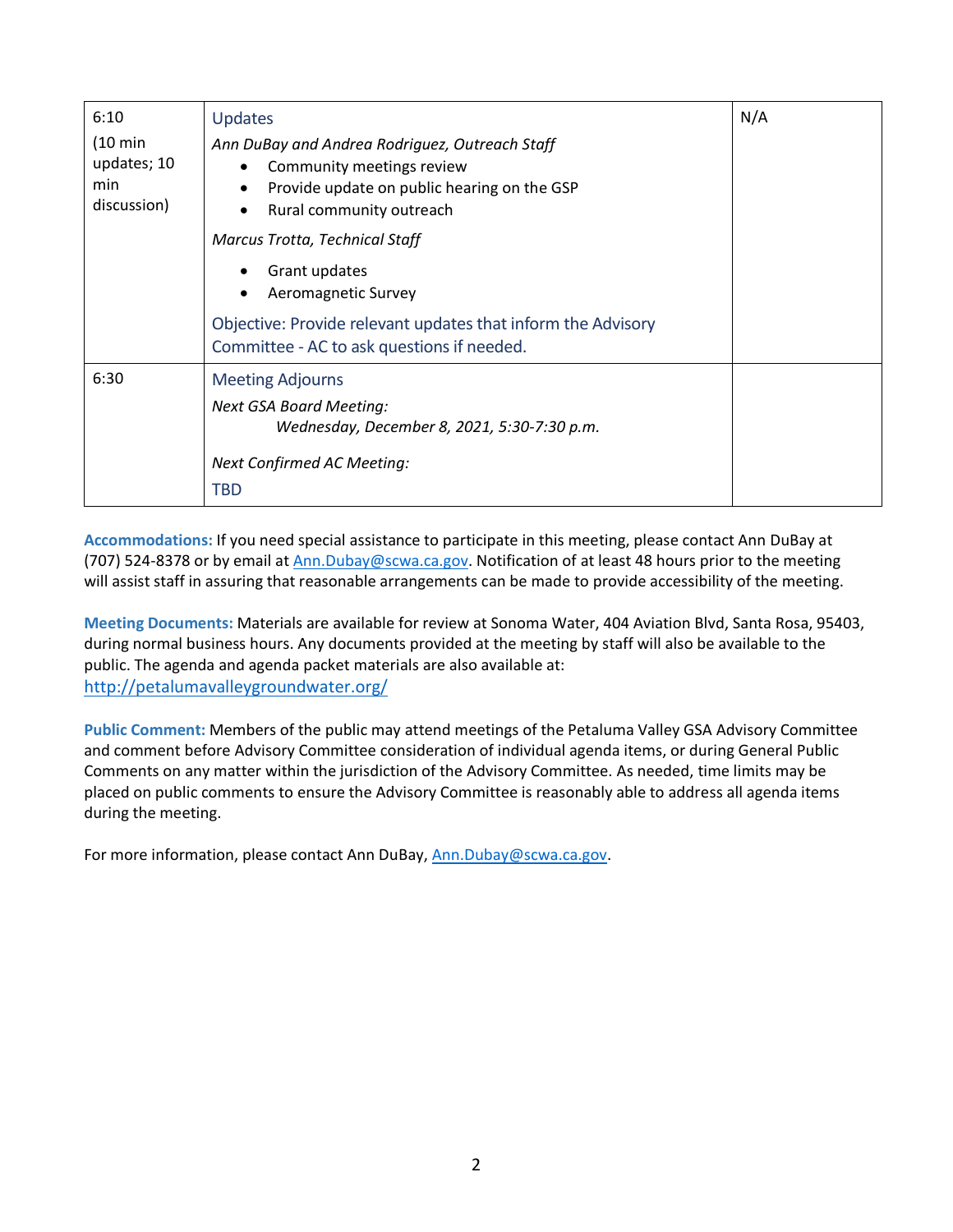| | | |
|---|---|---|
| 6:10<br><br>(10 min updates; 10 min discussion) | Updates<br><br>*Ann DuBay and Andrea Rodriguez, Outreach Staff*<br>• Community meetings review<br>• Provide update on public hearing on the GSP<br>• Rural community outreach<br><br>*Marcus Trotta, Technical Staff*<br>• Grant updates<br>• Aeromagnetic Survey<br><br>Objective: Provide relevant updates that inform the Advisory Committee - AC to ask questions if needed. | N/A |
| 6:30 | Meeting Adjourns<br><br>*Next GSA Board Meeting:*<br>*Wednesday, December 8, 2021, 5:30-7:30 p.m.*<br><br>*Next Confirmed AC Meeting:*<br>TBD | |

**Accommodations:** If you need special assistance to participate in this meeting, please contact Ann DuBay at (707) 524-8378 or by email at Ann.Dubay@scwa.ca.gov. Notification of at least 48 hours prior to the meeting will assist staff in assuring that reasonable arrangements can be made to provide accessibility of the meeting.

**Meeting Documents:** Materials are available for review at Sonoma Water, 404 Aviation Blvd, Santa Rosa, 95403, during normal business hours. Any documents provided at the meeting by staff will also be available to the public. The agenda and agenda packet materials are also available at: http://petalumavalleygroundwater.org/

**Public Comment:** Members of the public may attend meetings of the Petaluma Valley GSA Advisory Committee and comment before Advisory Committee consideration of individual agenda items, or during General Public Comments on any matter within the jurisdiction of the Advisory Committee. As needed, time limits may be placed on public comments to ensure the Advisory Committee is reasonably able to address all agenda items during the meeting.

For more information, please contact Ann DuBay, Ann.Dubay@scwa.ca.gov.